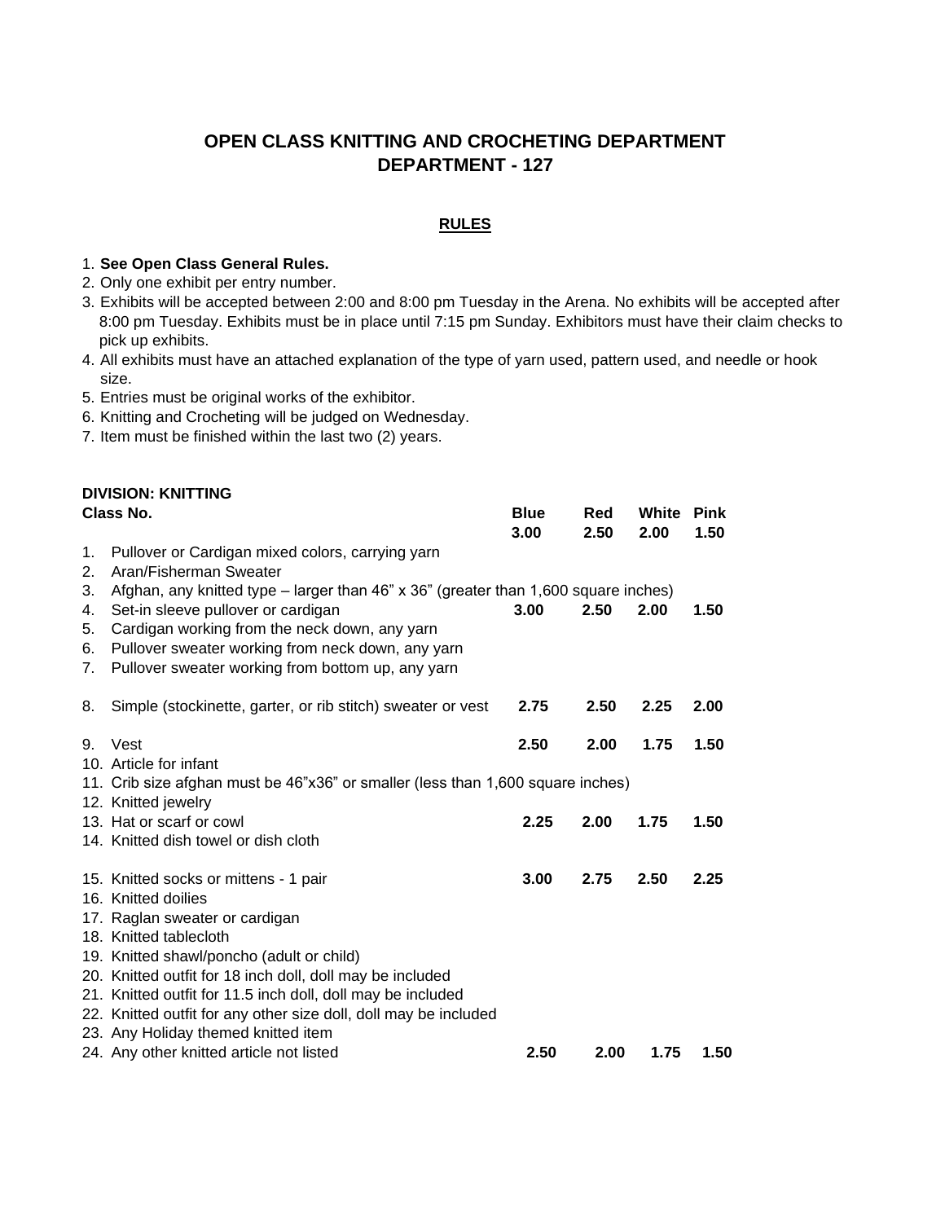# OPEN CLASS KNITTING AND CROCHETING DEPARTMENT
# DEPARTMENT - 127

## RULES

1. **See Open Class General Rules.**
2. Only one exhibit per entry number.
3. Exhibits will be accepted between 2:00 and 8:00 pm Tuesday in the Arena. No exhibits will be accepted after 8:00 pm Tuesday. Exhibits must be in place until 7:15 pm Sunday. Exhibitors must have their claim checks to pick up exhibits.
4. All exhibits must have an attached explanation of the type of yarn used, pattern used, and needle or hook size.
5. Entries must be original works of the exhibitor.
6. Knitting and Crocheting will be judged on Wednesday.
7. Item must be finished within the last two (2) years.

**DIVISION: KNITTING**

| Class No. | | Blue | Red | White | Pink |
|---|---|---|---|---|---|
| | | 3.00 | 2.50 | 2.00 | 1.50 |
| 1. | Pullover or Cardigan mixed colors, carrying yarn | | | | |
| 2. | Aran/Fisherman Sweater | | | | |
| 3. | Afghan, any knitted type – larger than 46" x 36" (greater than 1,600 square inches) | | | | |
| 4. | Set-in sleeve pullover or cardigan | 3.00 | 2.50 | 2.00 | 1.50 |
| 5. | Cardigan working from the neck down, any yarn | | | | |
| 6. | Pullover sweater working from neck down, any yarn | | | | |
| 7. | Pullover sweater working from bottom up, any yarn | | | | |
| 8. | Simple (stockinette, garter, or rib stitch) sweater or vest | 2.75 | 2.50 | 2.25 | 2.00 |
| 9. | Vest | 2.50 | 2.00 | 1.75 | 1.50 |
| 10. | Article for infant | | | | |
| 11. | Crib size afghan must be 46"x36" or smaller (less than 1,600 square inches) | | | | |
| 12. | Knitted jewelry | | | | |
| 13. | Hat or scarf or cowl | 2.25 | 2.00 | 1.75 | 1.50 |
| 14. | Knitted dish towel or dish cloth | | | | |
| 15. | Knitted socks or mittens - 1 pair | 3.00 | 2.75 | 2.50 | 2.25 |
| 16. | Knitted doilies | | | | |
| 17. | Raglan sweater or cardigan | | | | |
| 18. | Knitted tablecloth | | | | |
| 19. | Knitted shawl/poncho (adult or child) | | | | |
| 20. | Knitted outfit for 18 inch doll, doll may be included | | | | |
| 21. | Knitted outfit for 11.5 inch doll, doll may be included | | | | |
| 22. | Knitted outfit for any other size doll, doll may be included | | | | |
| 23. | Any Holiday themed knitted item | | | | |
| 24. | Any other knitted article not listed | 2.50 | 2.00 | 1.75 | 1.50 |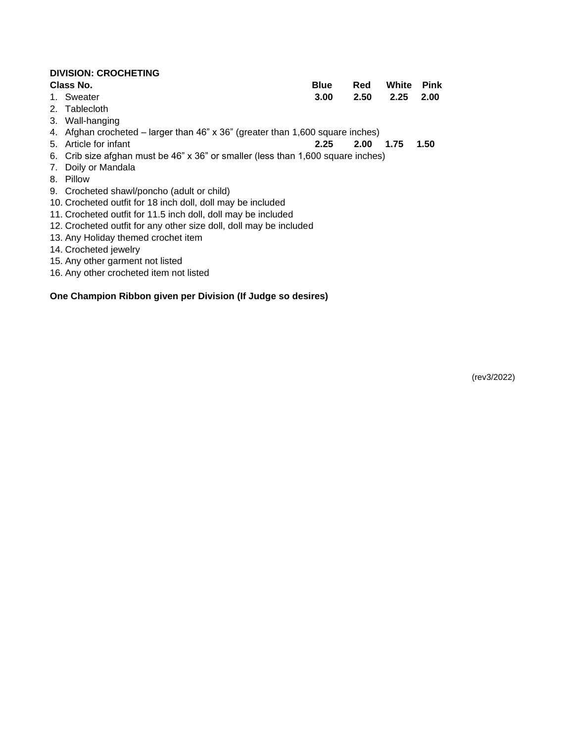**DIVISION: CROCHETING**

| Class No. | Blue | Red | White | Pink |
|---|---|---|---|---|
| 1. Sweater | **3.00** | **2.50** | **2.25** | **2.00** |
| 2. Tablecloth | | | | |
| 3. Wall-hanging | | | | |
| 4. Afghan crocheted – larger than 46" x 36" (greater than 1,600 square inches) | | | | |
| 5. Article for infant | **2.25** | **2.00** | **1.75** | **1.50** |
| 6. Crib size afghan must be 46" x 36" or smaller (less than 1,600 square inches) | | | | |
| 7. Doily or Mandala | | | | |
| 8. Pillow | | | | |
| 9. Crocheted shawl/poncho (adult or child) | | | | |
| 10. Crocheted outfit for 18 inch doll, doll may be included | | | | |
| 11. Crocheted outfit for 11.5 inch doll, doll may be included | | | | |
| 12. Crocheted outfit for any other size doll, doll may be included | | | | |
| 13. Any Holiday themed crochet item | | | | |
| 14. Crocheted jewelry | | | | |
| 15. Any other garment not listed | | | | |
| 16. Any other crocheted item not listed | | | | |

**One Champion Ribbon given per Division (If Judge so desires)**

(rev3/2022)